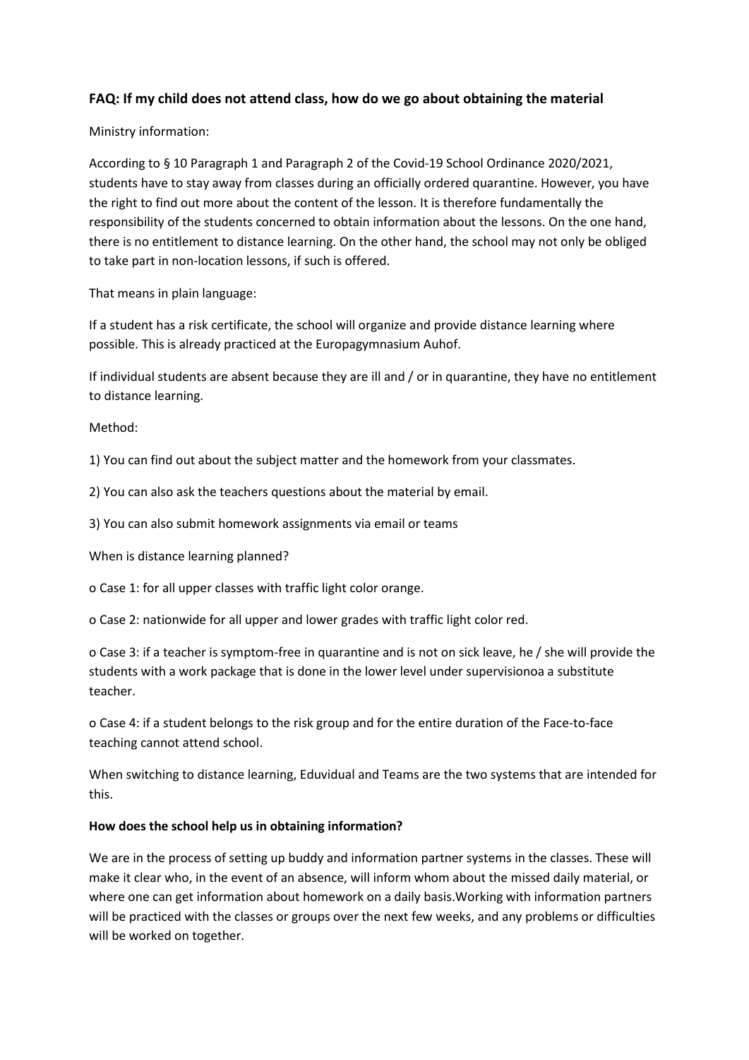**FAQ: If my child does not attend class, how do we go about obtaining the material**

Ministry information:

According to § 10 Paragraph 1 and Paragraph 2 of the Covid-19 School Ordinance 2020/2021, students have to stay away from classes during an officially ordered quarantine. However, you have the right to find out more about the content of the lesson. It is therefore fundamentally the responsibility of the students concerned to obtain information about the lessons. On the one hand, there is no entitlement to distance learning. On the other hand, the school may not only be obliged to take part in non-location lessons, if such is offered.

That means in plain language:

If a student has a risk certificate, the school will organize and provide distance learning where possible. This is already practiced at the Europagymnasium Auhof.

If individual students are absent because they are ill and / or in quarantine, they have no entitlement to distance learning.

Method:

1) You can find out about the subject matter and the homework from your classmates.

2) You can also ask the teachers questions about the material by email.

3) You can also submit homework assignments via email or teams

When is distance learning planned?

o Case 1: for all upper classes with traffic light color orange.

o Case 2: nationwide for all upper and lower grades with traffic light color red.

o Case 3: if a teacher is symptom-free in quarantine and is not on sick leave, he / she will provide the students with a work package that is done in the lower level under supervisionoa a substitute teacher.

o Case 4: if a student belongs to the risk group and for the entire duration of the Face-to-face teaching cannot attend school.

When switching to distance learning, Eduvidual and Teams are the two systems that are intended for this.

**How does the school help us in obtaining information?**

We are in the process of setting up buddy and information partner systems in the classes. These will make it clear who, in the event of an absence, will inform whom about the missed daily material, or where one can get information about homework on a daily basis.Working with information partners will be practiced with the classes or groups over the next few weeks, and any problems or difficulties will be worked on together.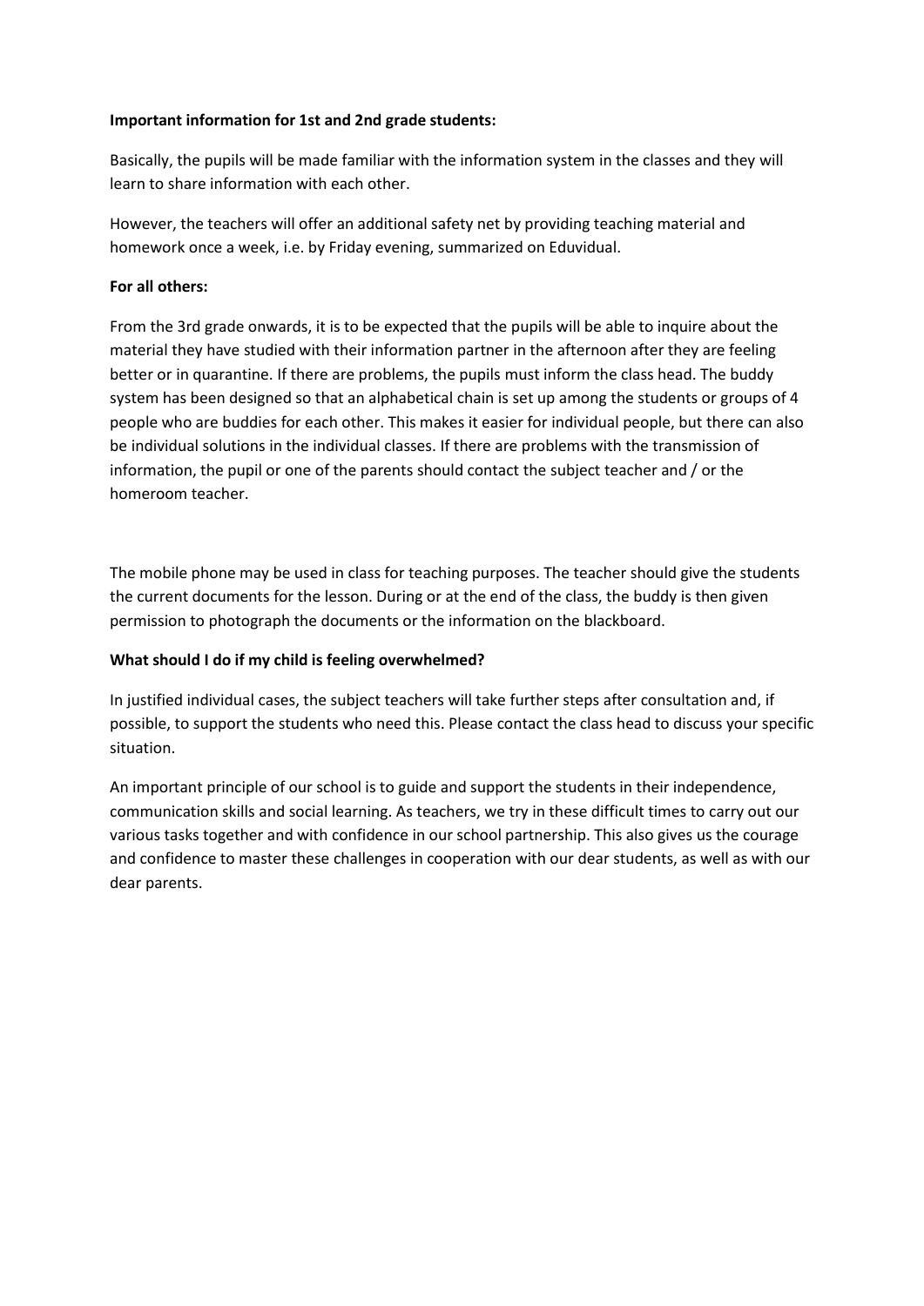**Important information for 1st and 2nd grade students:**

Basically, the pupils will be made familiar with the information system in the classes and they will learn to share information with each other.

However, the teachers will offer an additional safety net by providing teaching material and homework once a week, i.e. by Friday evening, summarized on Eduvidual.

**For all others:**

From the 3rd grade onwards, it is to be expected that the pupils will be able to inquire about the material they have studied with their information partner in the afternoon after they are feeling better or in quarantine. If there are problems, the pupils must inform the class head. The buddy system has been designed so that an alphabetical chain is set up among the students or groups of 4 people who are buddies for each other. This makes it easier for individual people, but there can also be individual solutions in the individual classes. If there are problems with the transmission of information, the pupil or one of the parents should contact the subject teacher and / or the homeroom teacher.

The mobile phone may be used in class for teaching purposes. The teacher should give the students the current documents for the lesson. During or at the end of the class, the buddy is then given permission to photograph the documents or the information on the blackboard.

**What should I do if my child is feeling overwhelmed?**

In justified individual cases, the subject teachers will take further steps after consultation and, if possible, to support the students who need this. Please contact the class head to discuss your specific situation.

An important principle of our school is to guide and support the students in their independence, communication skills and social learning. As teachers, we try in these difficult times to carry out our various tasks together and with confidence in our school partnership. This also gives us the courage and confidence to master these challenges in cooperation with our dear students, as well as with our dear parents.